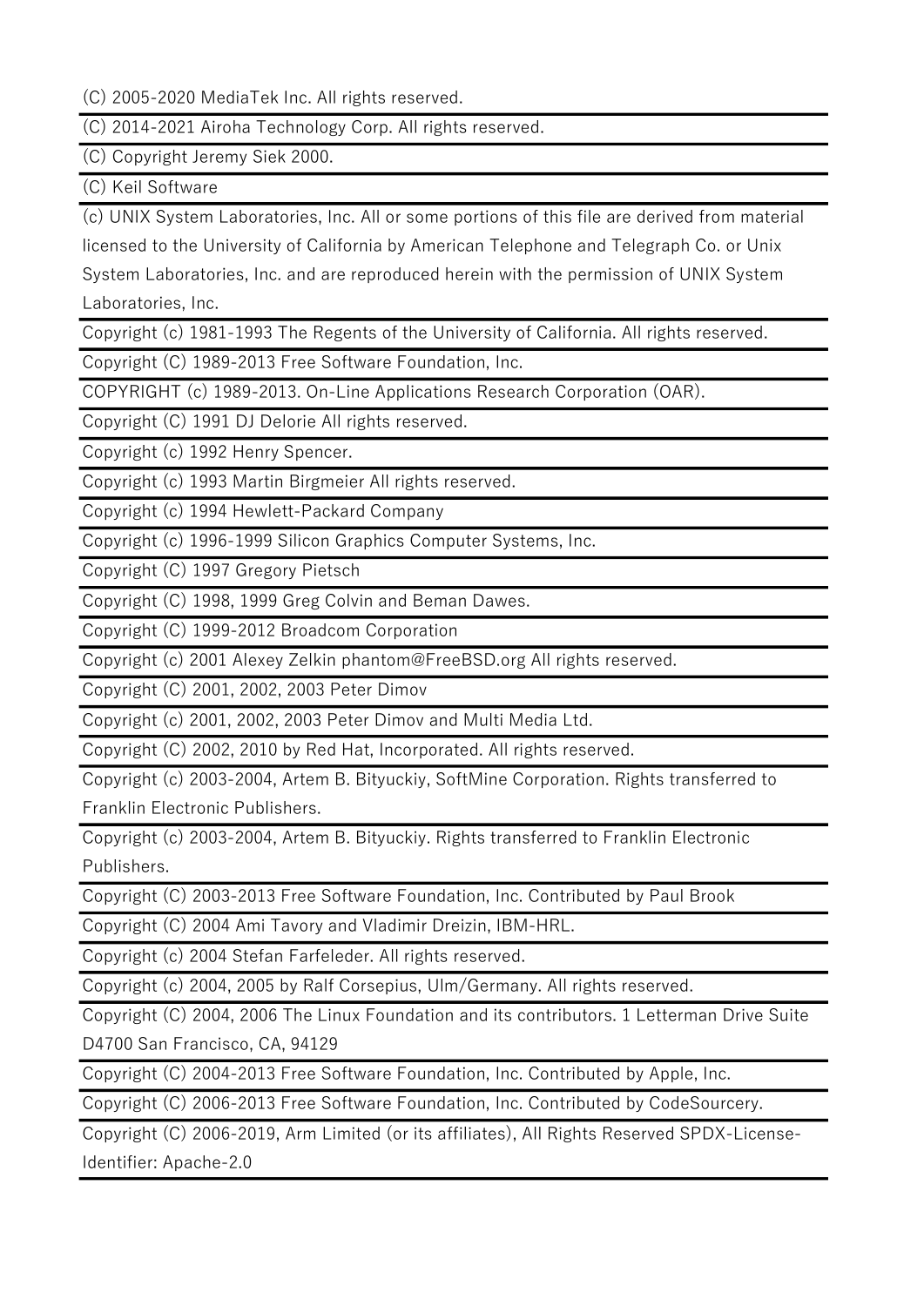(C) 2005-2020 MediaTek Inc. All rights reserved.

(C) 2014-2021 Airoha Technology Corp. All rights reserved.

(C) Copyright Jeremy Siek 2000.

(C) Keil Software

(c) UNIX System Laboratories, Inc. All or some portions of this file are derived from material licensed to the University of California by American Telephone and Telegraph Co. or Unix System Laboratories, Inc. and are reproduced herein with the permission of UNIX System Laboratories, Inc.

Copyright (c) 1981-1993 The Regents of the University of California. All rights reserved.

Copyright (C) 1989-2013 Free Software Foundation, Inc.

COPYRIGHT (c) 1989-2013. On-Line Applications Research Corporation (OAR).

Copyright (C) 1991 DJ Delorie All rights reserved.

Copyright (c) 1992 Henry Spencer.

Copyright (c) 1993 Martin Birgmeier All rights reserved.

Copyright (c) 1994 Hewlett-Packard Company

Copyright (c) 1996-1999 Silicon Graphics Computer Systems, Inc.

Copyright (C) 1997 Gregory Pietsch

Copyright (C) 1998, 1999 Greg Colvin and Beman Dawes.

Copyright (C) 1999-2012 Broadcom Corporation

Copyright (c) 2001 Alexey Zelkin phantom@FreeBSD.org All rights reserved.

Copyright (C) 2001, 2002, 2003 Peter Dimov

Copyright (c) 2001, 2002, 2003 Peter Dimov and Multi Media Ltd.

Copyright (C) 2002, 2010 by Red Hat, Incorporated. All rights reserved.

Copyright (c) 2003-2004, Artem B. Bityuckiy, SoftMine Corporation. Rights transferred to Franklin Electronic Publishers.

Copyright (c) 2003-2004, Artem B. Bityuckiy. Rights transferred to Franklin Electronic Publishers.

Copyright (C) 2003-2013 Free Software Foundation, Inc. Contributed by Paul Brook

Copyright (C) 2004 Ami Tavory and Vladimir Dreizin, IBM-HRL.

Copyright (c) 2004 Stefan Farfeleder. All rights reserved.

Copyright (c) 2004, 2005 by Ralf Corsepius, Ulm/Germany. All rights reserved.

Copyright (C) 2004, 2006 The Linux Foundation and its contributors. 1 Letterman Drive Suite D4700 San Francisco, CA, 94129

Copyright (C) 2004-2013 Free Software Foundation, Inc. Contributed by Apple, Inc.

Copyright (C) 2006-2013 Free Software Foundation, Inc. Contributed by CodeSourcery.

Copyright (C) 2006-2019, Arm Limited (or its affiliates), All Rights Reserved SPDX-License-Identifier: Apache-2.0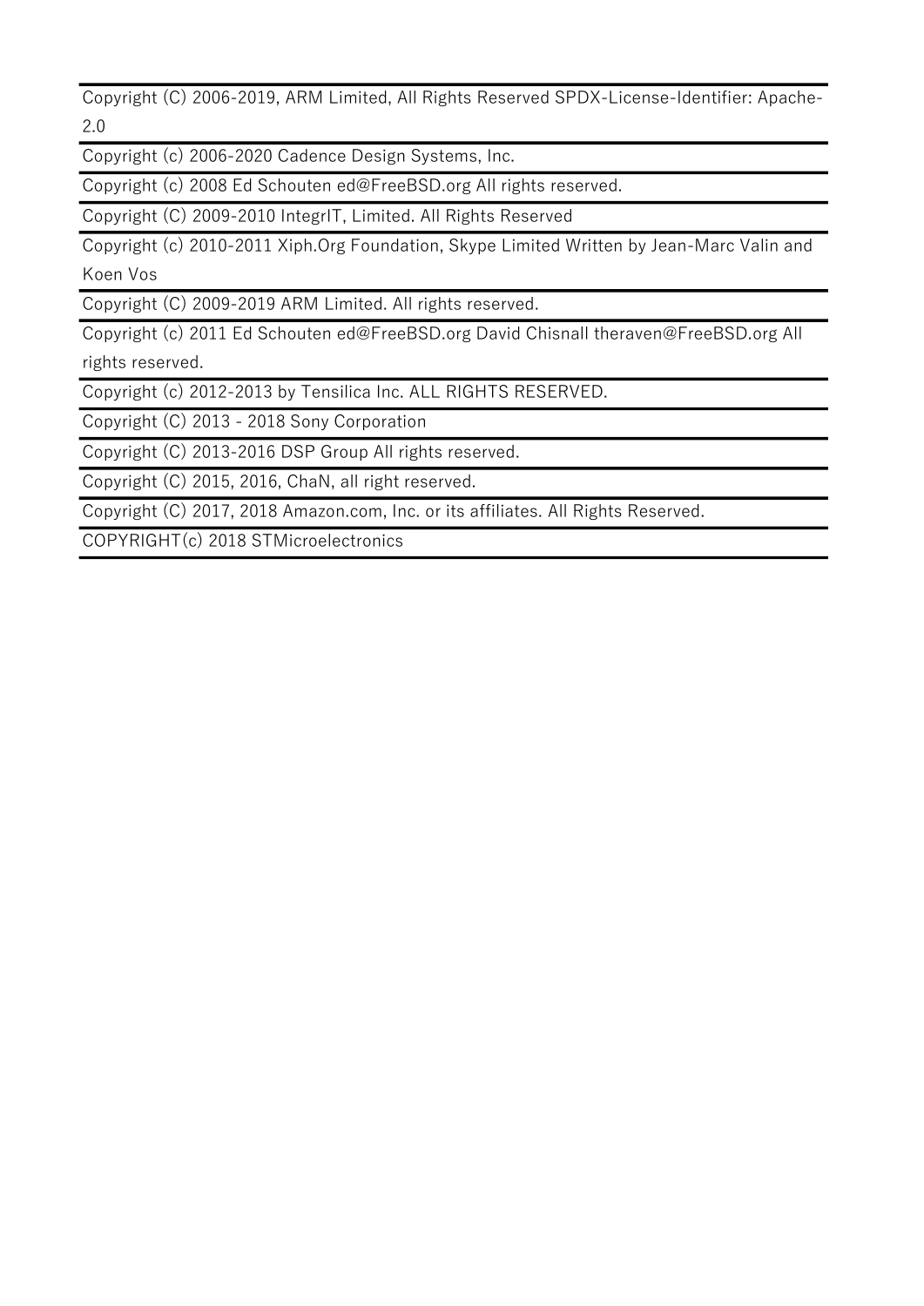| |
|---|
| Copyright (C) 2006-2019, ARM Limited, All Rights Reserved SPDX-License-Identifier: Apache-2.0 |
| Copyright (c) 2006-2020 Cadence Design Systems, Inc. |
| Copyright (c) 2008 Ed Schouten ed@FreeBSD.org All rights reserved. |
| Copyright (C) 2009-2010 IntegrIT, Limited. All Rights Reserved |
| Copyright (c) 2010-2011 Xiph.Org Foundation, Skype Limited Written by Jean-Marc Valin and Koen Vos |
| Copyright (C) 2009-2019 ARM Limited. All rights reserved. |
| Copyright (c) 2011 Ed Schouten ed@FreeBSD.org David Chisnall theraven@FreeBSD.org All rights reserved. |
| Copyright (c) 2012-2013 by Tensilica Inc. ALL RIGHTS RESERVED. |
| Copyright (C) 2013 - 2018 Sony Corporation |
| Copyright (C) 2013-2016 DSP Group All rights reserved. |
| Copyright (C) 2015, 2016, ChaN, all right reserved. |
| Copyright (C) 2017, 2018 Amazon.com, Inc. or its affiliates. All Rights Reserved. |
| COPYRIGHT(c) 2018 STMicroelectronics |